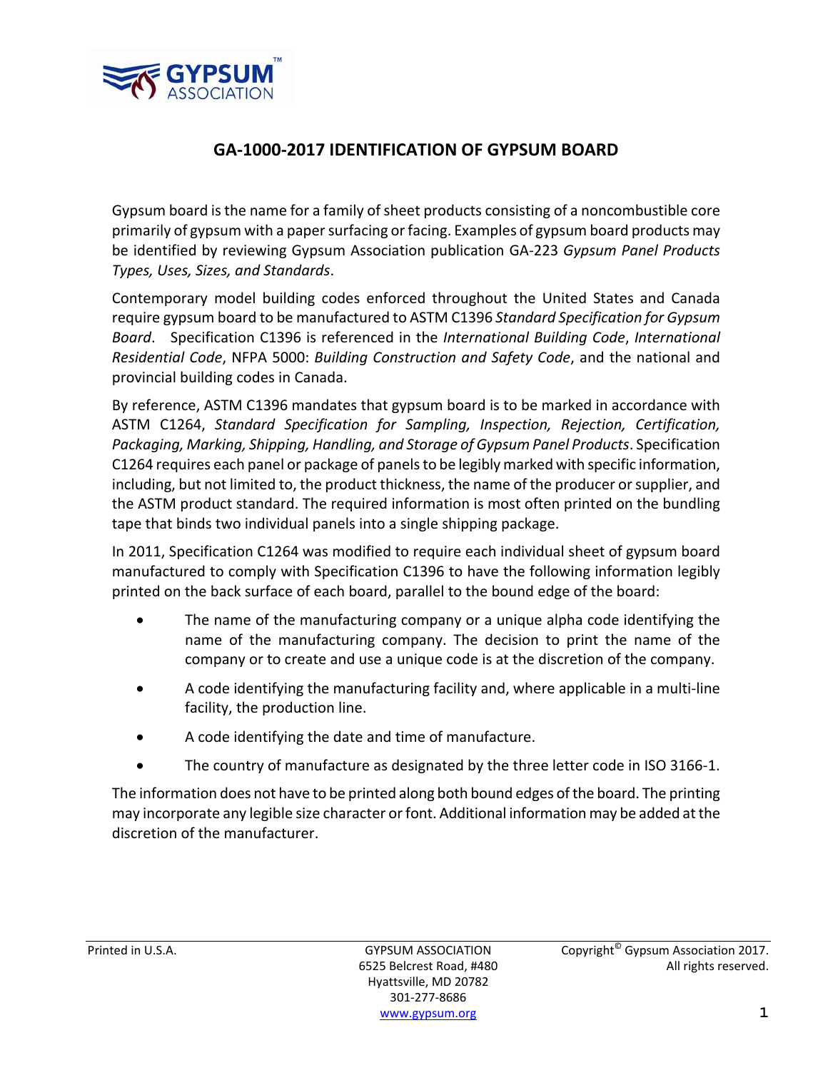# GA-1000-2017 IDENTIFICATION OF GYPSUM BOARD

Gypsum board is the name for a family of sheet products consisting of a noncombustible core primarily of gypsum with a paper surfacing or facing. Examples of gypsum board products may be identified by reviewing Gypsum Association publication GA-223 *Gypsum Panel Products Types, Uses, Sizes, and Standards*.

Contemporary model building codes enforced throughout the United States and Canada require gypsum board to be manufactured to ASTM C1396 *Standard Specification for Gypsum Board*. Specification C1396 is referenced in the *International Building Code*, *International Residential Code*, NFPA 5000: *Building Construction and Safety Code*, and the national and provincial building codes in Canada.

By reference, ASTM C1396 mandates that gypsum board is to be marked in accordance with ASTM C1264, *Standard Specification for Sampling, Inspection, Rejection, Certification, Packaging, Marking, Shipping, Handling, and Storage of Gypsum Panel Products*. Specification C1264 requires each panel or package of panels to be legibly marked with specific information, including, but not limited to, the product thickness, the name of the producer or supplier, and the ASTM product standard. The required information is most often printed on the bundling tape that binds two individual panels into a single shipping package.

In 2011, Specification C1264 was modified to require each individual sheet of gypsum board manufactured to comply with Specification C1396 to have the following information legibly printed on the back surface of each board, parallel to the bound edge of the board:

- The name of the manufacturing company or a unique alpha code identifying the name of the manufacturing company. The decision to print the name of the company or to create and use a unique code is at the discretion of the company.
- A code identifying the manufacturing facility and, where applicable in a multi-line facility, the production line.
- A code identifying the date and time of manufacture.
- The country of manufacture as designated by the three letter code in ISO 3166-1.

The information does not have to be printed along both bound edges of the board. The printing may incorporate any legible size character or font. Additional information may be added at the discretion of the manufacturer.

Printed in U.S.A.

GYPSUM ASSOCIATION
6525 Belcrest Road, #480
Hyattsville, MD 20782
301-277-8686
www.gypsum.org

Copyright© Gypsum Association 2017. All rights reserved.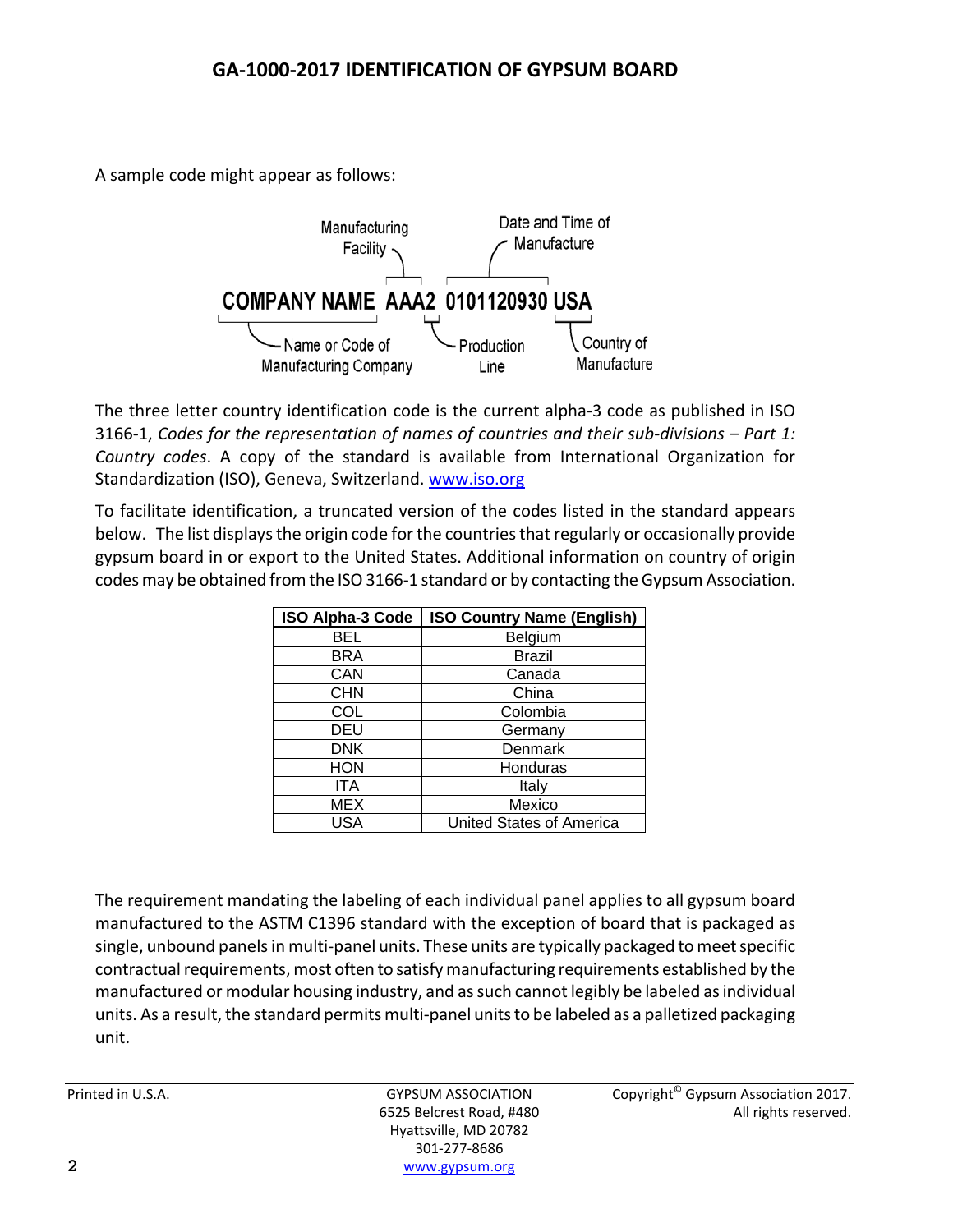A sample code might appear as follows:

```
                   Manufacturing          Date and Time of
                       Facility              Manufacture
COMPANY NAME  AAA2  0101120930  USA
   Name or Code of        Production       Country of
Manufacturing Company       Line           Manufacture
```

The three letter country identification code is the current alpha-3 code as published in ISO 3166-1, *Codes for the representation of names of countries and their sub-divisions – Part 1: Country codes*. A copy of the standard is available from International Organization for Standardization (ISO), Geneva, Switzerland. www.iso.org

To facilitate identification, a truncated version of the codes listed in the standard appears below. The list displays the origin code for the countries that regularly or occasionally provide gypsum board in or export to the United States. Additional information on country of origin codes may be obtained from the ISO 3166-1 standard or by contacting the Gypsum Association.

| ISO Alpha-3 Code | ISO Country Name (English) |
|---|---|
| BEL | Belgium |
| BRA | Brazil |
| CAN | Canada |
| CHN | China |
| COL | Colombia |
| DEU | Germany |
| DNK | Denmark |
| HON | Honduras |
| ITA | Italy |
| MEX | Mexico |
| USA | United States of America |

The requirement mandating the labeling of each individual panel applies to all gypsum board manufactured to the ASTM C1396 standard with the exception of board that is packaged as single, unbound panels in multi-panel units. These units are typically packaged to meet specific contractual requirements, most often to satisfy manufacturing requirements established by the manufactured or modular housing industry, and as such cannot legibly be labeled as individual units. As a result, the standard permits multi-panel units to be labeled as a palletized packaging unit.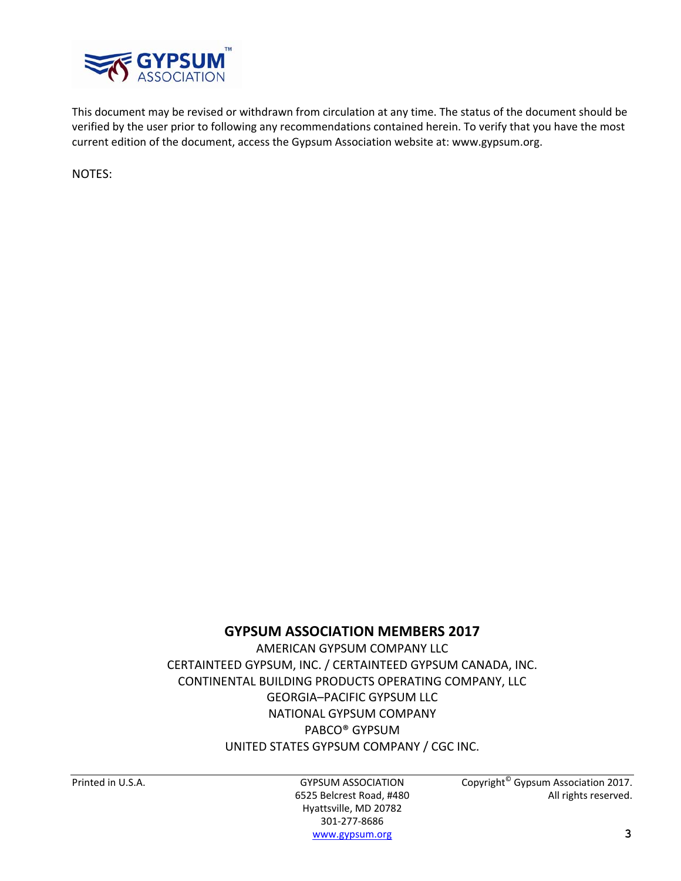This document may be revised or withdrawn from circulation at any time. The status of the document should be verified by the user prior to following any recommendations contained herein. To verify that you have the most current edition of the document, access the Gypsum Association website at: www.gypsum.org.

NOTES:

## GYPSUM ASSOCIATION MEMBERS 2017

AMERICAN GYPSUM COMPANY LLC
CERTAINTEED GYPSUM, INC. / CERTAINTEED GYPSUM CANADA, INC.
CONTINENTAL BUILDING PRODUCTS OPERATING COMPANY, LLC
GEORGIA–PACIFIC GYPSUM LLC
NATIONAL GYPSUM COMPANY
PABCO® GYPSUM
UNITED STATES GYPSUM COMPANY / CGC INC.

Printed in U.S.A.

GYPSUM ASSOCIATION
6525 Belcrest Road, #480
Hyattsville, MD 20782
301-277-8686
www.gypsum.org

Copyright© Gypsum Association 2017.
All rights reserved.